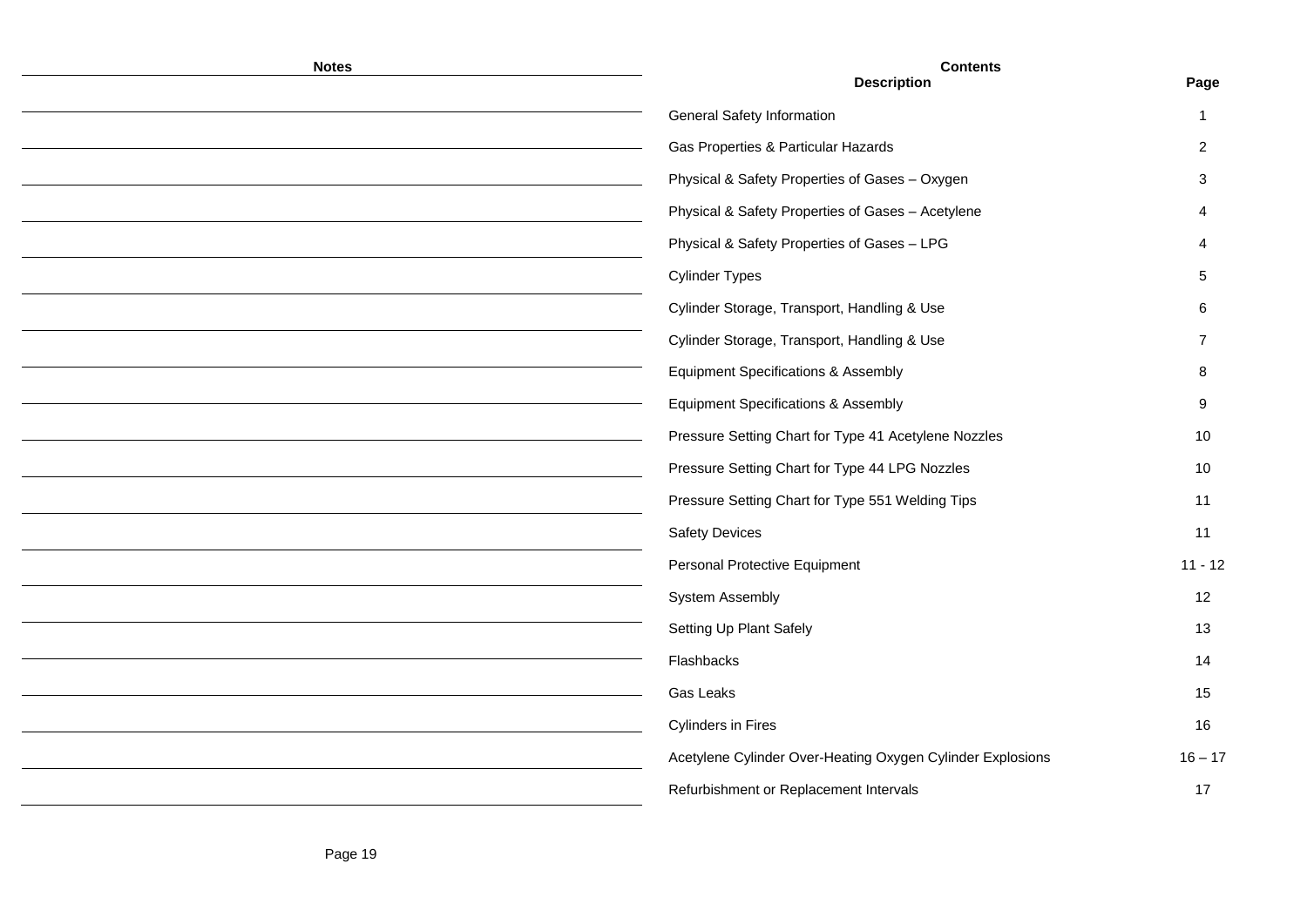## Notes

## Contents

| Description | Page |
|---|---|
| General Safety Information | 1 |
| Gas Properties & Particular Hazards | 2 |
| Physical & Safety Properties of Gases – Oxygen | 3 |
| Physical & Safety Properties of Gases – Acetylene | 4 |
| Physical & Safety Properties of Gases – LPG | 4 |
| Cylinder Types | 5 |
| Cylinder Storage, Transport, Handling & Use | 6 |
| Cylinder Storage, Transport, Handling & Use | 7 |
| Equipment Specifications & Assembly | 8 |
| Equipment Specifications & Assembly | 9 |
| Pressure Setting Chart for Type 41 Acetylene Nozzles | 10 |
| Pressure Setting Chart for Type 44 LPG Nozzles | 10 |
| Pressure Setting Chart for Type 551 Welding Tips | 11 |
| Safety Devices | 11 |
| Personal Protective Equipment | 11 - 12 |
| System Assembly | 12 |
| Setting Up Plant Safely | 13 |
| Flashbacks | 14 |
| Gas Leaks | 15 |
| Cylinders in Fires | 16 |
| Acetylene Cylinder Over-Heating Oxygen Cylinder Explosions | 16 – 17 |
| Refurbishment or Replacement Intervals | 17 |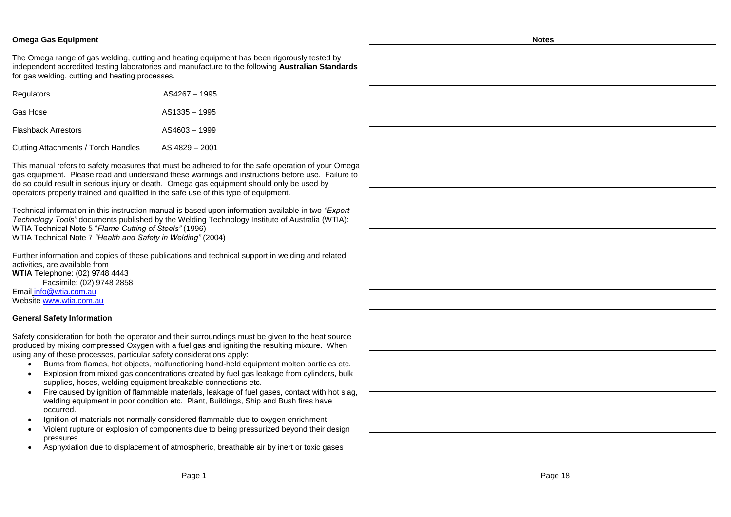**Omega Gas Equipment**

The Omega range of gas welding, cutting and heating equipment has been rigorously tested by independent accredited testing laboratories and manufacture to the following **Australian Standards** for gas welding, cutting and heating processes.

| | |
|---|---|
| Regulators | AS4267 – 1995 |
| Gas Hose | AS1335 – 1995 |
| Flashback Arrestors | AS4603 – 1999 |
| Cutting Attachments / Torch Handles | AS 4829 – 2001 |

This manual refers to safety measures that must be adhered to for the safe operation of your Omega gas equipment. Please read and understand these warnings and instructions before use. Failure to do so could result in serious injury or death. Omega gas equipment should only be used by operators properly trained and qualified in the safe use of this type of equipment.

Technical information in this instruction manual is based upon information available in two *"Expert Technology Tools"* documents published by the Welding Technology Institute of Australia (WTIA):
WTIA Technical Note 5 "*Flame Cutting of Steels"* (1996)
WTIA Technical Note 7 *"Health and Safety in Welding"* (2004)

Further information and copies of these publications and technical support in welding and related activities, are available from
**WTIA** Telephone: (02) 9748 4443
Facsimile: (02) 9748 2858
Email info@wtia.com.au
Website www.wtia.com.au

**General Safety Information**

Safety consideration for both the operator and their surroundings must be given to the heat source produced by mixing compressed Oxygen with a fuel gas and igniting the resulting mixture. When using any of these processes, particular safety considerations apply:

- Burns from flames, hot objects, malfunctioning hand-held equipment molten particles etc.
- Explosion from mixed gas concentrations created by fuel gas leakage from cylinders, bulk supplies, hoses, welding equipment breakable connections etc.
- Fire caused by ignition of flammable materials, leakage of fuel gases, contact with hot slag, welding equipment in poor condition etc. Plant, Buildings, Ship and Bush fires have occurred.
- Ignition of materials not normally considered flammable due to oxygen enrichment
- Violent rupture or explosion of components due to being pressurized beyond their design pressures.
- Asphyxiation due to displacement of atmospheric, breathable air by inert or toxic gases

**Notes**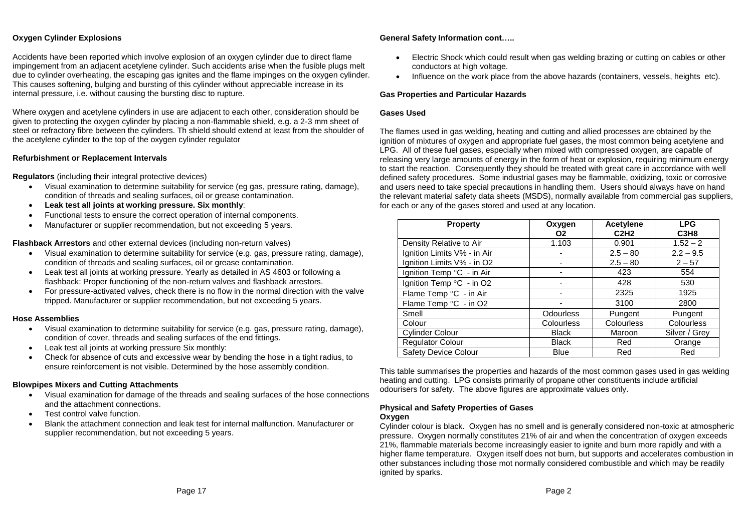**Oxygen Cylinder Explosions**

Accidents have been reported which involve explosion of an oxygen cylinder due to direct flame impingement from an adjacent acetylene cylinder. Such accidents arise when the fusible plugs melt due to cylinder overheating, the escaping gas ignites and the flame impinges on the oxygen cylinder. This causes softening, bulging and bursting of this cylinder without appreciable increase in its internal pressure, i.e. without causing the bursting disc to rupture.

Where oxygen and acetylene cylinders in use are adjacent to each other, consideration should be given to protecting the oxygen cylinder by placing a non-flammable shield, e.g. a 2-3 mm sheet of steel or refractory fibre between the cylinders. Th shield should extend at least from the shoulder of the acetylene cylinder to the top of the oxygen cylinder regulator

**Refurbishment or Replacement Intervals**

**Regulators** (including their integral protective devices)

- Visual examination to determine suitability for service (eg gas, pressure rating, damage), condition of threads and sealing surfaces, oil or grease contamination.
- **Leak test all joints at working pressure. Six monthly**:
- Functional tests to ensure the correct operation of internal components.
- Manufacturer or supplier recommendation, but not exceeding 5 years.

**Flashback Arrestors** and other external devices (including non-return valves)

- Visual examination to determine suitability for service (e.g. gas, pressure rating, damage), condition of threads and sealing surfaces, oil or grease contamination.
- Leak test all joints at working pressure. Yearly as detailed in AS 4603 or following a flashback: Proper functioning of the non-return valves and flashback arrestors.
- For pressure-activated valves, check there is no flow in the normal direction with the valve tripped. Manufacturer or supplier recommendation, but not exceeding 5 years.

**Hose Assemblies**

- Visual examination to determine suitability for service (e.g. gas, pressure rating, damage), condition of cover, threads and sealing surfaces of the end fittings.
- Leak test all joints at working pressure Six monthly:
- Check for absence of cuts and excessive wear by bending the hose in a tight radius, to ensure reinforcement is not visible. Determined by the hose assembly condition.

**Blowpipes Mixers and Cutting Attachments**

- Visual examination for damage of the threads and sealing surfaces of the hose connections and the attachment connections.
- Test control valve function.
- Blank the attachment connection and leak test for internal malfunction. Manufacturer or supplier recommendation, but not exceeding 5 years.

**General Safety Information cont…..**

- Electric Shock which could result when gas welding brazing or cutting on cables or other conductors at high voltage.
- Influence on the work place from the above hazards (containers, vessels, heights etc).

**Gas Properties and Particular Hazards**

**Gases Used**

The flames used in gas welding, heating and cutting and allied processes are obtained by the ignition of mixtures of oxygen and appropriate fuel gases, the most common being acetylene and LPG. All of these fuel gases, especially when mixed with compressed oxygen, are capable of releasing very large amounts of energy in the form of heat or explosion, requiring minimum energy to start the reaction. Consequently they should be treated with great care in accordance with well defined safety procedures. Some industrial gases may be flammable, oxidizing, toxic or corrosive and users need to take special precautions in handling them. Users should always have on hand the relevant material safety data sheets (MSDS), normally available from commercial gas suppliers, for each or any of the gases stored and used at any location.

| Property | Oxygen $O_2$ | Acetylene $C_2H_2$ | LPG $C_3H_8$ |
|---|---|---|---|
| Density Relative to Air | 1.103 | 0.901 | 1.52 – 2 |
| Ignition Limits V% - in Air | - | 2.5 – 80 | 2.2 – 9.5 |
| Ignition Limits V% - in O2 | - | 2.5 – 80 | 2 – 57 |
| Ignition Temp °C - in Air | - | 423 | 554 |
| Ignition Temp °C - in O2 | - | 428 | 530 |
| Flame Temp °C - in Air | - | 2325 | 1925 |
| Flame Temp °C - in O2 | - | 3100 | 2800 |
| Smell | Odourless | Pungent | Pungent |
| Colour | Colourless | Colourless | Colourless |
| Cylinder Colour | Black | Maroon | Silver / Grey |
| Regulator Colour | Black | Red | Orange |
| Safety Device Colour | Blue | Red | Red |

This table summarises the properties and hazards of the most common gases used in gas welding heating and cutting. LPG consists primarily of propane other constituents include artificial odourisers for safety. The above figures are approximate values only.

**Physical and Safety Properties of Gases**

**Oxygen**

Cylinder colour is black. Oxygen has no smell and is generally considered non-toxic at atmospheric pressure. Oxygen normally constitutes 21% of air and when the concentration of oxygen exceeds 21%, flammable materials become increasingly easier to ignite and burn more rapidly and with a higher flame temperature. Oxygen itself does not burn, but supports and accelerates combustion in other substances including those mot normally considered combustible and which may be readily ignited by sparks.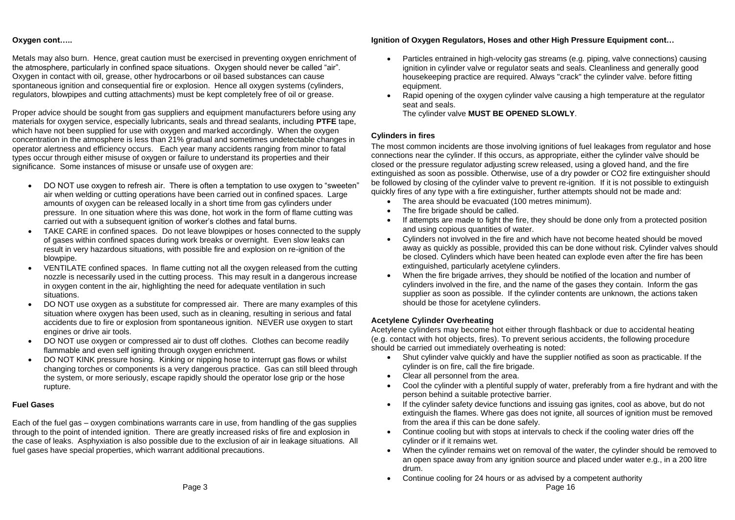### Oxygen cont…..

Metals may also burn. Hence, great caution must be exercised in preventing oxygen enrichment of the atmosphere, particularly in confined space situations. Oxygen should never be called "air". Oxygen in contact with oil, grease, other hydrocarbons or oil based substances can cause spontaneous ignition and consequential fire or explosion. Hence all oxygen systems (cylinders, regulators, blowpipes and cutting attachments) must be kept completely free of oil or grease.

Proper advice should be sought from gas suppliers and equipment manufacturers before using any materials for oxygen service, especially lubricants, seals and thread sealants, including **PTFE** tape, which have not been supplied for use with oxygen and marked accordingly. When the oxygen concentration in the atmosphere is less than 21% gradual and sometimes undetectable changes in operator alertness and efficiency occurs. Each year many accidents ranging from minor to fatal types occur through either misuse of oxygen or failure to understand its properties and their significance. Some instances of misuse or unsafe use of oxygen are:

- DO NOT use oxygen to refresh air. There is often a temptation to use oxygen to "sweeten" air when welding or cutting operations have been carried out in confined spaces. Large amounts of oxygen can be released locally in a short time from gas cylinders under pressure. In one situation where this was done, hot work in the form of flame cutting was carried out with a subsequent ignition of worker's clothes and fatal burns.
- TAKE CARE in confined spaces. Do not leave blowpipes or hoses connected to the supply of gases within confined spaces during work breaks or overnight. Even slow leaks can result in very hazardous situations, with possible fire and explosion on re-ignition of the blowpipe.
- VENTILATE confined spaces. In flame cutting not all the oxygen released from the cutting nozzle is necessarily used in the cutting process. This may result in a dangerous increase in oxygen content in the air, highlighting the need for adequate ventilation in such situations.
- DO NOT use oxygen as a substitute for compressed air. There are many examples of this situation where oxygen has been used, such as in cleaning, resulting in serious and fatal accidents due to fire or explosion from spontaneous ignition. NEVER use oxygen to start engines or drive air tools.
- DO NOT use oxygen or compressed air to dust off clothes. Clothes can become readily flammable and even self igniting through oxygen enrichment.
- DO NOT KINK pressure hosing. Kinking or nipping hose to interrupt gas flows or whilst changing torches or components is a very dangerous practice. Gas can still bleed through the system, or more seriously, escape rapidly should the operator lose grip or the hose rupture.

### Fuel Gases

Each of the fuel gas – oxygen combinations warrants care in use, from handling of the gas supplies through to the point of intended ignition. There are greatly increased risks of fire and explosion in the case of leaks. Asphyxiation is also possible due to the exclusion of air in leakage situations. All fuel gases have special properties, which warrant additional precautions.

### Ignition of Oxygen Regulators, Hoses and other High Pressure Equipment cont…

- Particles entrained in high-velocity gas streams (e.g. piping, valve connections) causing ignition in cylinder valve or regulator seats and seals. Cleanliness and generally good housekeeping practice are required. Always "crack" the cylinder valve. before fitting equipment.
- Rapid opening of the oxygen cylinder valve causing a high temperature at the regulator seat and seals.
  The cylinder valve **MUST BE OPENED SLOWLY**.

### Cylinders in fires

The most common incidents are those involving ignitions of fuel leakages from regulator and hose connections near the cylinder. If this occurs, as appropriate, either the cylinder valve should be closed or the pressure regulator adjusting screw released, using a gloved hand, and the fire extinguished as soon as possible. Otherwise, use of a dry powder or CO2 fire extinguisher should be followed by closing of the cylinder valve to prevent re-ignition. If it is not possible to extinguish quickly fires of any type with a fire extinguisher, further attempts should not be made and:

- The area should be evacuated (100 metres minimum).
- The fire brigade should be called.
- If attempts are made to fight the fire, they should be done only from a protected position and using copious quantities of water.
- Cylinders not involved in the fire and which have not become heated should be moved away as quickly as possible, provided this can be done without risk. Cylinder valves should be closed. Cylinders which have been heated can explode even after the fire has been extinguished, particularly acetylene cylinders.
- When the fire brigade arrives, they should be notified of the location and number of cylinders involved in the fire, and the name of the gases they contain. Inform the gas supplier as soon as possible. If the cylinder contents are unknown, the actions taken should be those for acetylene cylinders.

### Acetylene Cylinder Overheating

Acetylene cylinders may become hot either through flashback or due to accidental heating (e.g. contact with hot objects, fires). To prevent serious accidents, the following procedure should be carried out immediately overheating is noted:

- Shut cylinder valve quickly and have the supplier notified as soon as practicable. If the cylinder is on fire, call the fire brigade.
- Clear all personnel from the area.
- Cool the cylinder with a plentiful supply of water, preferably from a fire hydrant and with the person behind a suitable protective barrier.
- If the cylinder safety device functions and issuing gas ignites, cool as above, but do not extinguish the flames. Where gas does not ignite, all sources of ignition must be removed from the area if this can be done safely.
- Continue cooling but with stops at intervals to check if the cooling water dries off the cylinder or if it remains wet.
- When the cylinder remains wet on removal of the water, the cylinder should be removed to an open space away from any ignition source and placed under water e.g., in a 200 litre drum.
- Continue cooling for 24 hours or as advised by a competent authority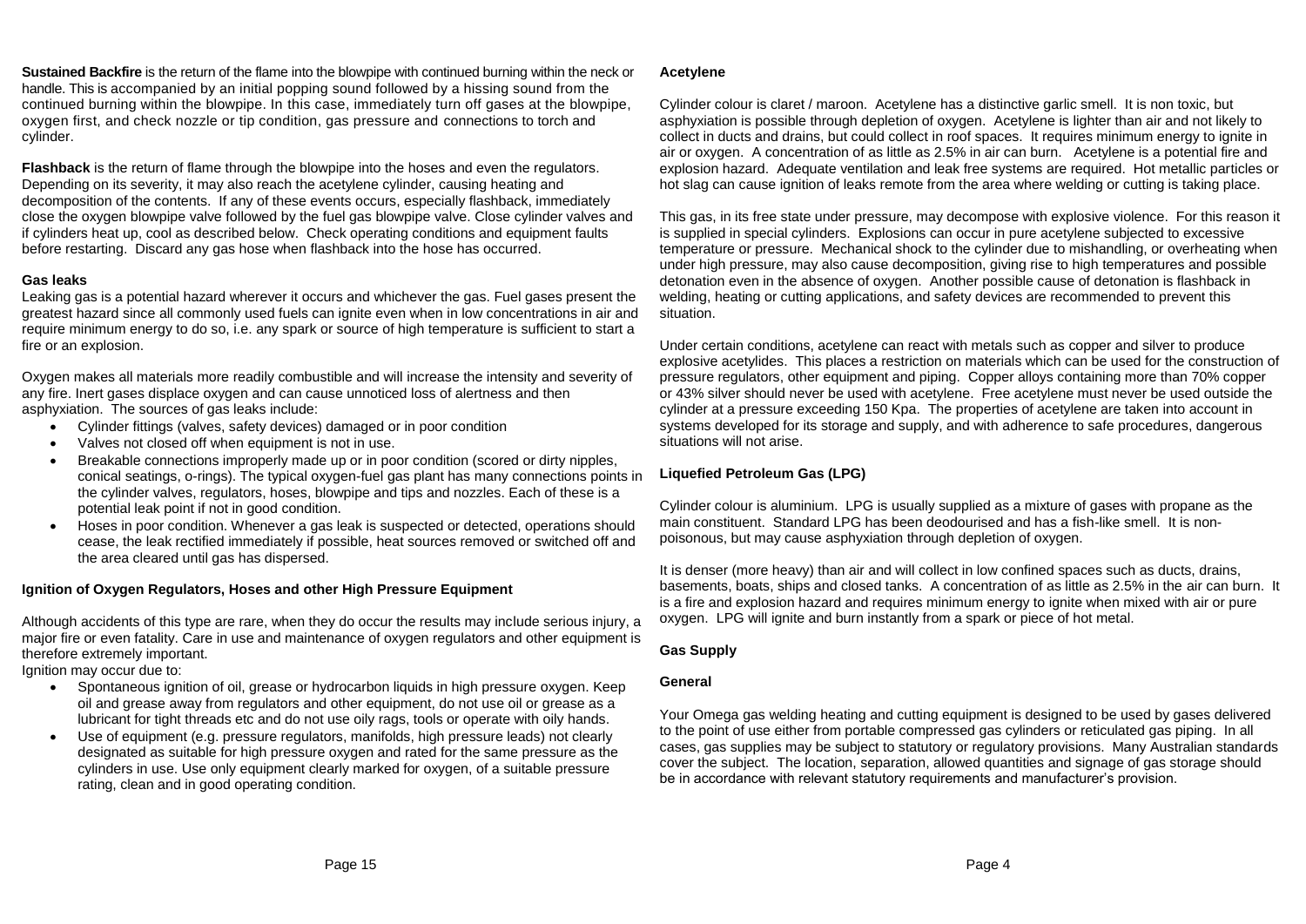**Sustained Backfire** is the return of the flame into the blowpipe with continued burning within the neck or handle. This is accompanied by an initial popping sound followed by a hissing sound from the continued burning within the blowpipe. In this case, immediately turn off gases at the blowpipe, oxygen first, and check nozzle or tip condition, gas pressure and connections to torch and cylinder.

**Flashback** is the return of flame through the blowpipe into the hoses and even the regulators. Depending on its severity, it may also reach the acetylene cylinder, causing heating and decomposition of the contents. If any of these events occurs, especially flashback, immediately close the oxygen blowpipe valve followed by the fuel gas blowpipe valve. Close cylinder valves and if cylinders heat up, cool as described below. Check operating conditions and equipment faults before restarting. Discard any gas hose when flashback into the hose has occurred.

**Gas leaks**

Leaking gas is a potential hazard wherever it occurs and whichever the gas. Fuel gases present the greatest hazard since all commonly used fuels can ignite even when in low concentrations in air and require minimum energy to do so, i.e. any spark or source of high temperature is sufficient to start a fire or an explosion.

Oxygen makes all materials more readily combustible and will increase the intensity and severity of any fire. Inert gases displace oxygen and can cause unnoticed loss of alertness and then asphyxiation. The sources of gas leaks include:

- Cylinder fittings (valves, safety devices) damaged or in poor condition
- Valves not closed off when equipment is not in use.
- Breakable connections improperly made up or in poor condition (scored or dirty nipples, conical seatings, o-rings). The typical oxygen-fuel gas plant has many connections points in the cylinder valves, regulators, hoses, blowpipe and tips and nozzles. Each of these is a potential leak point if not in good condition.
- Hoses in poor condition. Whenever a gas leak is suspected or detected, operations should cease, the leak rectified immediately if possible, heat sources removed or switched off and the area cleared until gas has dispersed.

**Ignition of Oxygen Regulators, Hoses and other High Pressure Equipment**

Although accidents of this type are rare, when they do occur the results may include serious injury, a major fire or even fatality. Care in use and maintenance of oxygen regulators and other equipment is therefore extremely important.

Ignition may occur due to:

- Spontaneous ignition of oil, grease or hydrocarbon liquids in high pressure oxygen. Keep oil and grease away from regulators and other equipment, do not use oil or grease as a lubricant for tight threads etc and do not use oily rags, tools or operate with oily hands.
- Use of equipment (e.g. pressure regulators, manifolds, high pressure leads) not clearly designated as suitable for high pressure oxygen and rated for the same pressure as the cylinders in use. Use only equipment clearly marked for oxygen, of a suitable pressure rating, clean and in good operating condition.

**Acetylene**

Cylinder colour is claret / maroon. Acetylene has a distinctive garlic smell. It is non toxic, but asphyxiation is possible through depletion of oxygen. Acetylene is lighter than air and not likely to collect in ducts and drains, but could collect in roof spaces. It requires minimum energy to ignite in air or oxygen. A concentration of as little as 2.5% in air can burn. Acetylene is a potential fire and explosion hazard. Adequate ventilation and leak free systems are required. Hot metallic particles or hot slag can cause ignition of leaks remote from the area where welding or cutting is taking place.

This gas, in its free state under pressure, may decompose with explosive violence. For this reason it is supplied in special cylinders. Explosions can occur in pure acetylene subjected to excessive temperature or pressure. Mechanical shock to the cylinder due to mishandling, or overheating when under high pressure, may also cause decomposition, giving rise to high temperatures and possible detonation even in the absence of oxygen. Another possible cause of detonation is flashback in welding, heating or cutting applications, and safety devices are recommended to prevent this situation.

Under certain conditions, acetylene can react with metals such as copper and silver to produce explosive acetylides. This places a restriction on materials which can be used for the construction of pressure regulators, other equipment and piping. Copper alloys containing more than 70% copper or 43% silver should never be used with acetylene. Free acetylene must never be used outside the cylinder at a pressure exceeding 150 Kpa. The properties of acetylene are taken into account in systems developed for its storage and supply, and with adherence to safe procedures, dangerous situations will not arise.

**Liquefied Petroleum Gas (LPG)**

Cylinder colour is aluminium. LPG is usually supplied as a mixture of gases with propane as the main constituent. Standard LPG has been deodourised and has a fish-like smell. It is non-poisonous, but may cause asphyxiation through depletion of oxygen.

It is denser (more heavy) than air and will collect in low confined spaces such as ducts, drains, basements, boats, ships and closed tanks. A concentration of as little as 2.5% in the air can burn. It is a fire and explosion hazard and requires minimum energy to ignite when mixed with air or pure oxygen. LPG will ignite and burn instantly from a spark or piece of hot metal.

**Gas Supply**

**General**

Your Omega gas welding heating and cutting equipment is designed to be used by gases delivered to the point of use either from portable compressed gas cylinders or reticulated gas piping. In all cases, gas supplies may be subject to statutory or regulatory provisions. Many Australian standards cover the subject. The location, separation, allowed quantities and signage of gas storage should be in accordance with relevant statutory requirements and manufacturer's provision.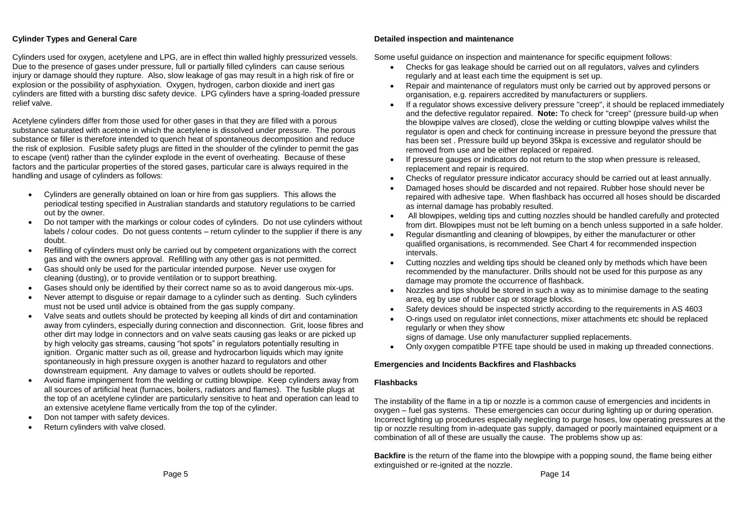**Cylinder Types and General Care**

Cylinders used for oxygen, acetylene and LPG, are in effect thin walled highly pressurized vessels. Due to the presence of gases under pressure, full or partially filled cylinders can cause serious injury or damage should they rupture. Also, slow leakage of gas may result in a high risk of fire or explosion or the possibility of asphyxiation. Oxygen, hydrogen, carbon dioxide and inert gas cylinders are fitted with a bursting disc safety device. LPG cylinders have a spring-loaded pressure relief valve.

Acetylene cylinders differ from those used for other gases in that they are filled with a porous substance saturated with acetone in which the acetylene is dissolved under pressure. The porous substance or filler is therefore intended to quench heat of spontaneous decomposition and reduce the risk of explosion. Fusible safety plugs are fitted in the shoulder of the cylinder to permit the gas to escape (vent) rather than the cylinder explode in the event of overheating. Because of these factors and the particular properties of the stored gases, particular care is always required in the handling and usage of cylinders as follows:

- Cylinders are generally obtained on loan or hire from gas suppliers. This allows the periodical testing specified in Australian standards and statutory regulations to be carried out by the owner.
- Do not tamper with the markings or colour codes of cylinders. Do not use cylinders without labels / colour codes. Do not guess contents – return cylinder to the supplier if there is any doubt.
- Refilling of cylinders must only be carried out by competent organizations with the correct gas and with the owners approval. Refilling with any other gas is not permitted.
- Gas should only be used for the particular intended purpose. Never use oxygen for cleaning (dusting), or to provide ventilation or to support breathing.
- Gases should only be identified by their correct name so as to avoid dangerous mix-ups.
- Never attempt to disguise or repair damage to a cylinder such as denting. Such cylinders must not be used until advice is obtained from the gas supply company.
- Valve seats and outlets should be protected by keeping all kinds of dirt and contamination away from cylinders, especially during connection and disconnection. Grit, loose fibres and other dirt may lodge in connectors and on valve seats causing gas leaks or are picked up by high velocity gas streams, causing "hot spots" in regulators potentially resulting in ignition. Organic matter such as oil, grease and hydrocarbon liquids which may ignite spontaneously in high pressure oxygen is another hazard to regulators and other downstream equipment. Any damage to valves or outlets should be reported.
- Avoid flame impingement from the welding or cutting blowpipe. Keep cylinders away from all sources of artificial heat (furnaces, boilers, radiators and flames). The fusible plugs at the top of an acetylene cylinder are particularly sensitive to heat and operation can lead to an extensive acetylene flame vertically from the top of the cylinder.
- Don not tamper with safety devices.
- Return cylinders with valve closed.

**Detailed inspection and maintenance**

Some useful guidance on inspection and maintenance for specific equipment follows:

- Checks for gas leakage should be carried out on all regulators, valves and cylinders regularly and at least each time the equipment is set up.
- Repair and maintenance of regulators must only be carried out by approved persons or organisation, e.g. repairers accredited by manufacturers or suppliers.
- If a regulator shows excessive delivery pressure "creep", it should be replaced immediately and the defective regulator repaired. **Note:** To check for "creep" (pressure build-up when the blowpipe valves are closed), close the welding or cutting blowpipe valves whilst the regulator is open and check for continuing increase in pressure beyond the pressure that has been set . Pressure build up beyond 35kpa is excessive and regulator should be removed from use and be either replaced or repaired.
- If pressure gauges or indicators do not return to the stop when pressure is released, replacement and repair is required.
- Checks of regulator pressure indicator accuracy should be carried out at least annually.
- Damaged hoses should be discarded and not repaired. Rubber hose should never be repaired with adhesive tape. When flashback has occurred all hoses should be discarded as internal damage has probably resulted.
- All blowpipes, welding tips and cutting nozzles should be handled carefully and protected from dirt. Blowpipes must not be left burning on a bench unless supported in a safe holder.
- Regular dismantling and cleaning of blowpipes, by either the manufacturer or other qualified organisations, is recommended. See Chart 4 for recommended inspection intervals.
- Cutting nozzles and welding tips should be cleaned only by methods which have been recommended by the manufacturer. Drills should not be used for this purpose as any damage may promote the occurrence of flashback.
- Nozzles and tips should be stored in such a way as to minimise damage to the seating area, eg by use of rubber cap or storage blocks.
- Safety devices should be inspected strictly according to the requirements in AS 4603
- O-rings used on regulator inlet connections, mixer attachments etc should be replaced regularly or when they show signs of damage. Use only manufacturer supplied replacements.
- Only oxygen compatible PTFE tape should be used in making up threaded connections.

**Emergencies and Incidents Backfires and Flashbacks**

**Flashbacks**

The instability of the flame in a tip or nozzle is a common cause of emergencies and incidents in oxygen – fuel gas systems. These emergencies can occur during lighting up or during operation. Incorrect lighting up procedures especially neglecting to purge hoses, low operating pressures at the tip or nozzle resulting from in-adequate gas supply, damaged or poorly maintained equipment or a combination of all of these are usually the cause. The problems show up as:

**Backfire** is the return of the flame into the blowpipe with a popping sound, the flame being either extinguished or re-ignited at the nozzle.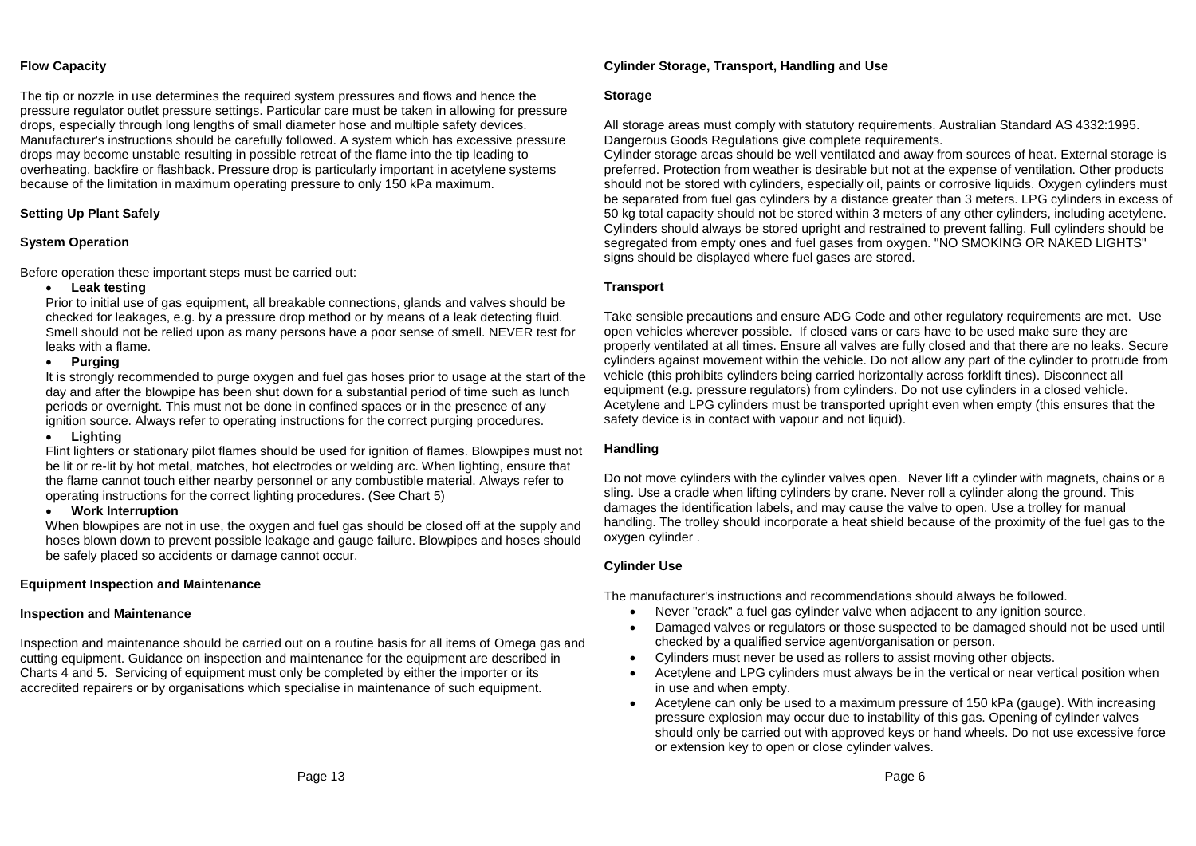## Flow Capacity

The tip or nozzle in use determines the required system pressures and flows and hence the pressure regulator outlet pressure settings. Particular care must be taken in allowing for pressure drops, especially through long lengths of small diameter hose and multiple safety devices. Manufacturer's instructions should be carefully followed. A system which has excessive pressure drops may become unstable resulting in possible retreat of the flame into the tip leading to overheating, backfire or flashback. Pressure drop is particularly important in acetylene systems because of the limitation in maximum operating pressure to only 150 kPa maximum.

## Setting Up Plant Safely

### System Operation

Before operation these important steps must be carried out:

- **Leak testing**
  Prior to initial use of gas equipment, all breakable connections, glands and valves should be checked for leakages, e.g. by a pressure drop method or by means of a leak detecting fluid. Smell should not be relied upon as many persons have a poor sense of smell. NEVER test for leaks with a flame.
- **Purging**
  It is strongly recommended to purge oxygen and fuel gas hoses prior to usage at the start of the day and after the blowpipe has been shut down for a substantial period of time such as lunch periods or overnight. This must not be done in confined spaces or in the presence of any ignition source. Always refer to operating instructions for the correct purging procedures.
- **Lighting**
  Flint lighters or stationary pilot flames should be used for ignition of flames. Blowpipes must not be lit or re-lit by hot metal, matches, hot electrodes or welding arc. When lighting, ensure that the flame cannot touch either nearby personnel or any combustible material. Always refer to operating instructions for the correct lighting procedures. (See Chart 5)
- **Work Interruption**
  When blowpipes are not in use, the oxygen and fuel gas should be closed off at the supply and hoses blown down to prevent possible leakage and gauge failure. Blowpipes and hoses should be safely placed so accidents or damage cannot occur.

## Equipment Inspection and Maintenance

### Inspection and Maintenance

Inspection and maintenance should be carried out on a routine basis for all items of Omega gas and cutting equipment. Guidance on inspection and maintenance for the equipment are described in Charts 4 and 5. Servicing of equipment must only be completed by either the importer or its accredited repairers or by organisations which specialise in maintenance of such equipment.

## Cylinder Storage, Transport, Handling and Use

### Storage

All storage areas must comply with statutory requirements. Australian Standard AS 4332:1995. Dangerous Goods Regulations give complete requirements.
Cylinder storage areas should be well ventilated and away from sources of heat. External storage is preferred. Protection from weather is desirable but not at the expense of ventilation. Other products should not be stored with cylinders, especially oil, paints or corrosive liquids. Oxygen cylinders must be separated from fuel gas cylinders by a distance greater than 3 meters. LPG cylinders in excess of 50 kg total capacity should not be stored within 3 meters of any other cylinders, including acetylene. Cylinders should always be stored upright and restrained to prevent falling. Full cylinders should be segregated from empty ones and fuel gases from oxygen. "NO SMOKING OR NAKED LIGHTS" signs should be displayed where fuel gases are stored.

### Transport

Take sensible precautions and ensure ADG Code and other regulatory requirements are met. Use open vehicles wherever possible. If closed vans or cars have to be used make sure they are properly ventilated at all times. Ensure all valves are fully closed and that there are no leaks. Secure cylinders against movement within the vehicle. Do not allow any part of the cylinder to protrude from vehicle (this prohibits cylinders being carried horizontally across forklift tines). Disconnect all equipment (e.g. pressure regulators) from cylinders. Do not use cylinders in a closed vehicle. Acetylene and LPG cylinders must be transported upright even when empty (this ensures that the safety device is in contact with vapour and not liquid).

### Handling

Do not move cylinders with the cylinder valves open. Never lift a cylinder with magnets, chains or a sling. Use a cradle when lifting cylinders by crane. Never roll a cylinder along the ground. This damages the identification labels, and may cause the valve to open. Use a trolley for manual handling. The trolley should incorporate a heat shield because of the proximity of the fuel gas to the oxygen cylinder .

### Cylinder Use

The manufacturer's instructions and recommendations should always be followed.

- Never "crack" a fuel gas cylinder valve when adjacent to any ignition source.
- Damaged valves or regulators or those suspected to be damaged should not be used until checked by a qualified service agent/organisation or person.
- Cylinders must never be used as rollers to assist moving other objects.
- Acetylene and LPG cylinders must always be in the vertical or near vertical position when in use and when empty.
- Acetylene can only be used to a maximum pressure of 150 kPa (gauge). With increasing pressure explosion may occur due to instability of this gas. Opening of cylinder valves should only be carried out with approved keys or hand wheels. Do not use excessive force or extension key to open or close cylinder valves.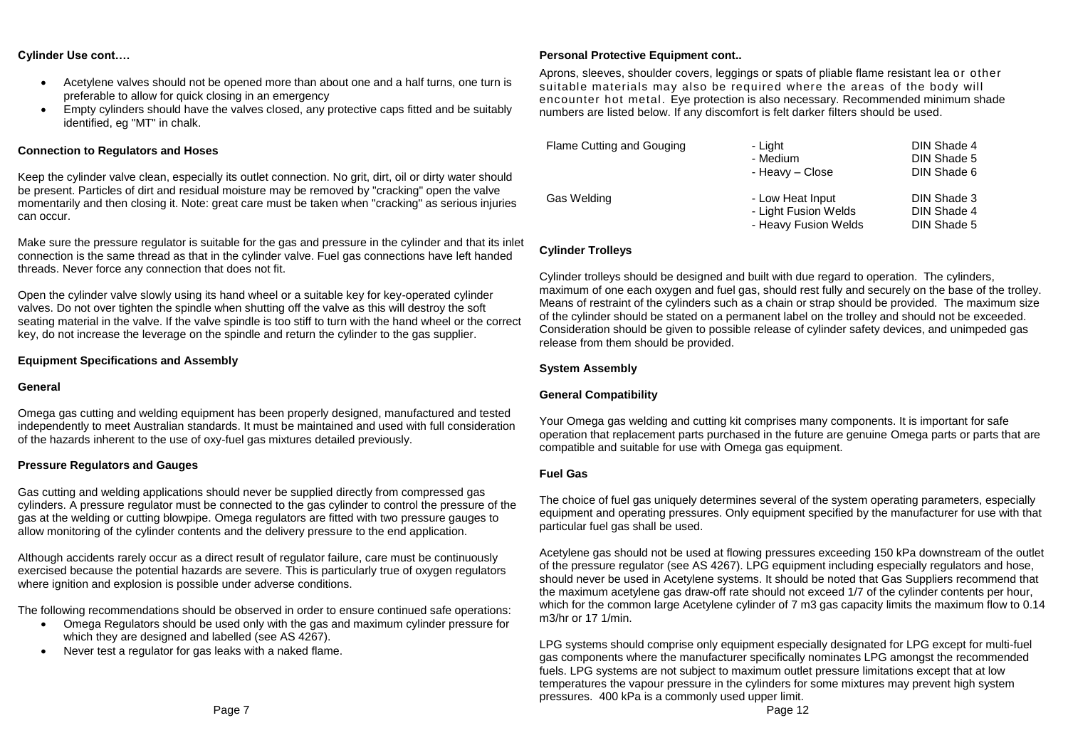**Cylinder Use cont….**

- Acetylene valves should not be opened more than about one and a half turns, one turn is preferable to allow for quick closing in an emergency
- Empty cylinders should have the valves closed, any protective caps fitted and be suitably identified, eg "MT" in chalk.

**Connection to Regulators and Hoses**

Keep the cylinder valve clean, especially its outlet connection. No grit, dirt, oil or dirty water should be present. Particles of dirt and residual moisture may be removed by "cracking" open the valve momentarily and then closing it. Note: great care must be taken when "cracking" as serious injuries can occur.

Make sure the pressure regulator is suitable for the gas and pressure in the cylinder and that its inlet connection is the same thread as that in the cylinder valve. Fuel gas connections have left handed threads. Never force any connection that does not fit.

Open the cylinder valve slowly using its hand wheel or a suitable key for key-operated cylinder valves. Do not over tighten the spindle when shutting off the valve as this will destroy the soft seating material in the valve. If the valve spindle is too stiff to turn with the hand wheel or the correct key, do not increase the leverage on the spindle and return the cylinder to the gas supplier.

**Equipment Specifications and Assembly**

**General**

Omega gas cutting and welding equipment has been properly designed, manufactured and tested independently to meet Australian standards. It must be maintained and used with full consideration of the hazards inherent to the use of oxy-fuel gas mixtures detailed previously.

**Pressure Regulators and Gauges**

Gas cutting and welding applications should never be supplied directly from compressed gas cylinders. A pressure regulator must be connected to the gas cylinder to control the pressure of the gas at the welding or cutting blowpipe. Omega regulators are fitted with two pressure gauges to allow monitoring of the cylinder contents and the delivery pressure to the end application.

Although accidents rarely occur as a direct result of regulator failure, care must be continuously exercised because the potential hazards are severe. This is particularly true of oxygen regulators where ignition and explosion is possible under adverse conditions.

The following recommendations should be observed in order to ensure continued safe operations:

- Omega Regulators should be used only with the gas and maximum cylinder pressure for which they are designed and labelled (see AS 4267).
- Never test a regulator for gas leaks with a naked flame.

**Personal Protective Equipment cont..**

Aprons, sleeves, shoulder covers, leggings or spats of pliable flame resistant lea or other suitable materials may also be required where the areas of the body will encounter hot metal. Eye protection is also necessary. Recommended minimum shade numbers are listed below. If any discomfort is felt darker filters should be used.

| | | |
|---|---|---|
| Flame Cutting and Gouging | - Light | DIN Shade 4 |
| | - Medium | DIN Shade 5 |
| | - Heavy – Close | DIN Shade 6 |
| Gas Welding | - Low Heat Input | DIN Shade 3 |
| | - Light Fusion Welds | DIN Shade 4 |
| | - Heavy Fusion Welds | DIN Shade 5 |

**Cylinder Trolleys**

Cylinder trolleys should be designed and built with due regard to operation. The cylinders, maximum of one each oxygen and fuel gas, should rest fully and securely on the base of the trolley. Means of restraint of the cylinders such as a chain or strap should be provided. The maximum size of the cylinder should be stated on a permanent label on the trolley and should not be exceeded. Consideration should be given to possible release of cylinder safety devices, and unimpeded gas release from them should be provided.

**System Assembly**

**General Compatibility**

Your Omega gas welding and cutting kit comprises many components. It is important for safe operation that replacement parts purchased in the future are genuine Omega parts or parts that are compatible and suitable for use with Omega gas equipment.

**Fuel Gas**

The choice of fuel gas uniquely determines several of the system operating parameters, especially equipment and operating pressures. Only equipment specified by the manufacturer for use with that particular fuel gas shall be used.

Acetylene gas should not be used at flowing pressures exceeding 150 kPa downstream of the outlet of the pressure regulator (see AS 4267). LPG equipment including especially regulators and hose, should never be used in Acetylene systems. It should be noted that Gas Suppliers recommend that the maximum acetylene gas draw-off rate should not exceed 1/7 of the cylinder contents per hour, which for the common large Acetylene cylinder of 7 m3 gas capacity limits the maximum flow to 0.14 m3/hr or 17 1/min.

LPG systems should comprise only equipment especially designated for LPG except for multi-fuel gas components where the manufacturer specifically nominates LPG amongst the recommended fuels. LPG systems are not subject to maximum outlet pressure limitations except that at low temperatures the vapour pressure in the cylinders for some mixtures may prevent high system pressures. 400 kPa is a commonly used upper limit.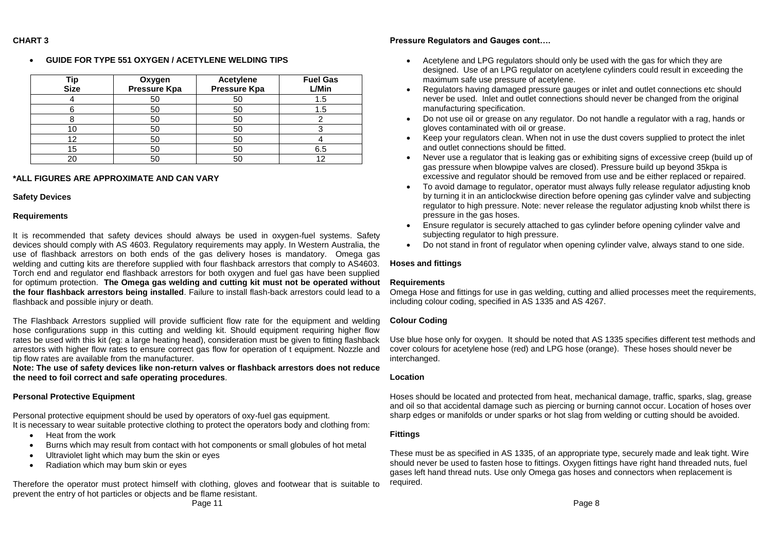**CHART 3**

- **GUIDE FOR TYPE 551 OXYGEN / ACETYLENE WELDING TIPS**

| Tip Size | Oxygen Pressure Kpa | Acetylene Pressure Kpa | Fuel Gas L/Min |
|---|---|---|---|
| 4 | 50 | 50 | 1.5 |
| 6 | 50 | 50 | 1.5 |
| 8 | 50 | 50 | 2 |
| 10 | 50 | 50 | 3 |
| 12 | 50 | 50 | 4 |
| 15 | 50 | 50 | 6.5 |
| 20 | 50 | 50 | 12 |

**\*ALL FIGURES ARE APPROXIMATE AND CAN VARY**

**Safety Devices**

**Requirements**

It is recommended that safety devices should always be used in oxygen-fuel systems. Safety devices should comply with AS 4603. Regulatory requirements may apply. In Western Australia, the use of flashback arrestors on both ends of the gas delivery hoses is mandatory. Omega gas welding and cutting kits are therefore supplied with four flashback arrestors that comply to AS4603. Torch end and regulator end flashback arrestors for both oxygen and fuel gas have been supplied for optimum protection. **The Omega gas welding and cutting kit must not be operated without the four flashback arrestors being installed**. Failure to install flash-back arrestors could lead to a flashback and possible injury or death.

The Flashback Arrestors supplied will provide sufficient flow rate for the equipment and welding hose configurations supp in this cutting and welding kit. Should equipment requiring higher flow rates be used with this kit (eg: a large heating head), consideration must be given to fitting flashback arrestors with higher flow rates to ensure correct gas flow for operation of t equipment. Nozzle and tip flow rates are available from the manufacturer.

**Note: The use of safety devices like non-return valves or flashback arrestors does not reduce the need to foil correct and safe operating procedures**.

**Personal Protective Equipment**

Personal protective equipment should be used by operators of oxy-fuel gas equipment.
It is necessary to wear suitable protective clothing to protect the operators body and clothing from:

- Heat from the work
- Burns which may result from contact with hot components or small globules of hot metal
- Ultraviolet light which may bum the skin or eyes
- Radiation which may bum skin or eyes

Therefore the operator must protect himself with clothing, gloves and footwear that is suitable to prevent the entry of hot particles or objects and be flame resistant.

**Pressure Regulators and Gauges cont….**

- Acetylene and LPG regulators should only be used with the gas for which they are designed. Use of an LPG regulator on acetylene cylinders could result in exceeding the maximum safe use pressure of acetylene.
- Regulators having damaged pressure gauges or inlet and outlet connections etc should never be used. Inlet and outlet connections should never be changed from the original manufacturing specification.
- Do not use oil or grease on any regulator. Do not handle a regulator with a rag, hands or gloves contaminated with oil or grease.
- Keep your regulators clean. When not in use the dust covers supplied to protect the inlet and outlet connections should be fitted.
- Never use a regulator that is leaking gas or exhibiting signs of excessive creep (build up of gas pressure when blowpipe valves are closed). Pressure build up beyond 35kpa is excessive and regulator should be removed from use and be either replaced or repaired.
- To avoid damage to regulator, operator must always fully release regulator adjusting knob by turning it in an anticlockwise direction before opening gas cylinder valve and subjecting regulator to high pressure. Note: never release the regulator adjusting knob whilst there is pressure in the gas hoses.
- Ensure regulator is securely attached to gas cylinder before opening cylinder valve and subjecting regulator to high pressure.
- Do not stand in front of regulator when opening cylinder valve, always stand to one side.

**Hoses and fittings**

**Requirements**

Omega Hose and fittings for use in gas welding, cutting and allied processes meet the requirements, including colour coding, specified in AS 1335 and AS 4267.

**Colour Coding**

Use blue hose only for oxygen. It should be noted that AS 1335 specifies different test methods and cover colours for acetylene hose (red) and LPG hose (orange). These hoses should never be interchanged.

**Location**

Hoses should be located and protected from heat, mechanical damage, traffic, sparks, slag, grease and oil so that accidental damage such as piercing or burning cannot occur. Location of hoses over sharp edges or manifolds or under sparks or hot slag from welding or cutting should be avoided.

**Fittings**

These must be as specified in AS 1335, of an appropriate type, securely made and leak tight. Wire should never be used to fasten hose to fittings. Oxygen fittings have right hand threaded nuts, fuel gases left hand thread nuts. Use only Omega gas hoses and connectors when replacement is required.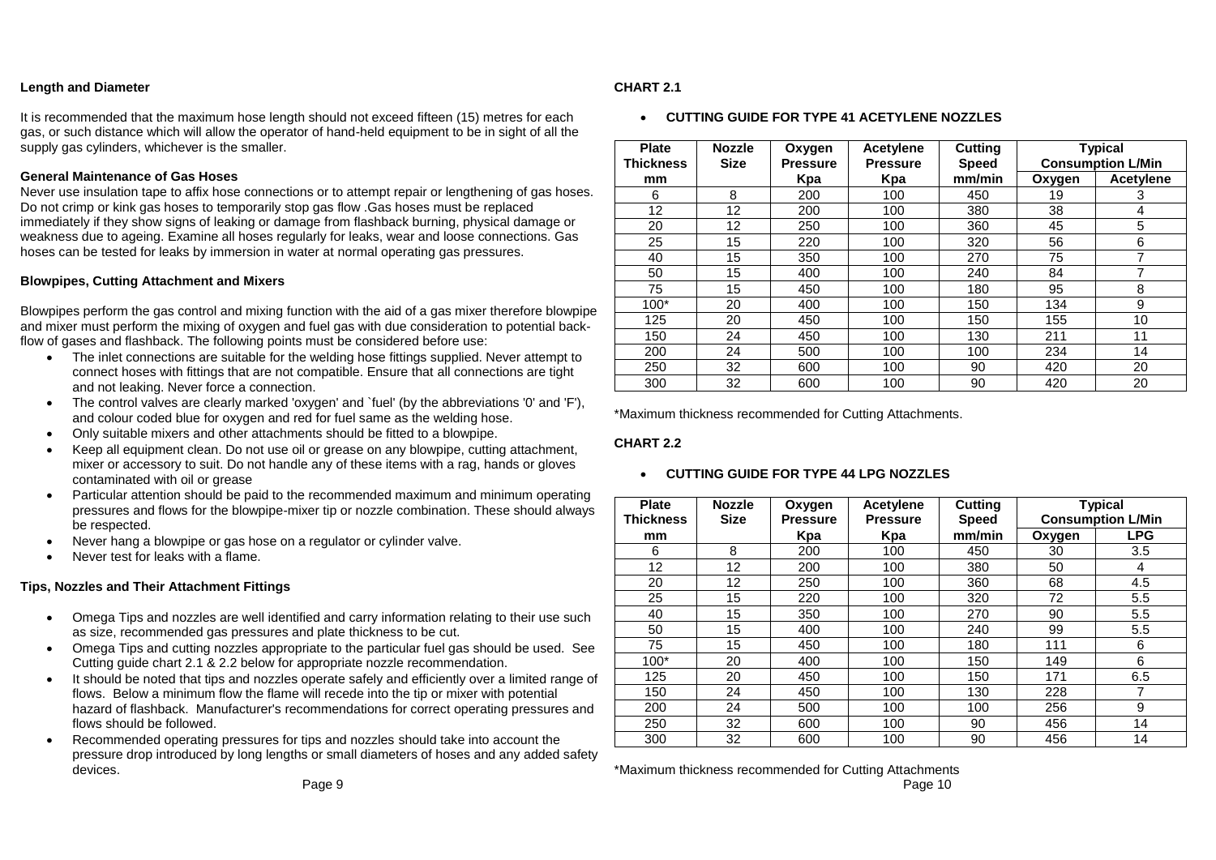### Length and Diameter

It is recommended that the maximum hose length should not exceed fifteen (15) metres for each gas, or such distance which will allow the operator of hand-held equipment to be in sight of all the supply gas cylinders, whichever is the smaller.

### General Maintenance of Gas Hoses

Never use insulation tape to affix hose connections or to attempt repair or lengthening of gas hoses. Do not crimp or kink gas hoses to temporarily stop gas flow .Gas hoses must be replaced immediately if they show signs of leaking or damage from flashback burning, physical damage or weakness due to ageing. Examine all hoses regularly for leaks, wear and loose connections. Gas hoses can be tested for leaks by immersion in water at normal operating gas pressures.

### Blowpipes, Cutting Attachment and Mixers

Blowpipes perform the gas control and mixing function with the aid of a gas mixer therefore blowpipe and mixer must perform the mixing of oxygen and fuel gas with due consideration to potential back-flow of gases and flashback. The following points must be considered before use:

- The inlet connections are suitable for the welding hose fittings supplied. Never attempt to connect hoses with fittings that are not compatible. Ensure that all connections are tight and not leaking. Never force a connection.
- The control valves are clearly marked 'oxygen' and `fuel' (by the abbreviations '0' and 'F'), and colour coded blue for oxygen and red for fuel same as the welding hose.
- Only suitable mixers and other attachments should be fitted to a blowpipe.
- Keep all equipment clean. Do not use oil or grease on any blowpipe, cutting attachment, mixer or accessory to suit. Do not handle any of these items with a rag, hands or gloves contaminated with oil or grease
- Particular attention should be paid to the recommended maximum and minimum operating pressures and flows for the blowpipe-mixer tip or nozzle combination. These should always be respected.
- Never hang a blowpipe or gas hose on a regulator or cylinder valve.
- Never test for leaks with a flame.

### Tips, Nozzles and Their Attachment Fittings

- Omega Tips and nozzles are well identified and carry information relating to their use such as size, recommended gas pressures and plate thickness to be cut.
- Omega Tips and cutting nozzles appropriate to the particular fuel gas should be used. See Cutting guide chart 2.1 & 2.2 below for appropriate nozzle recommendation.
- It should be noted that tips and nozzles operate safely and efficiently over a limited range of flows. Below a minimum flow the flame will recede into the tip or mixer with potential hazard of flashback. Manufacturer's recommendations for correct operating pressures and flows should be followed.
- Recommended operating pressures for tips and nozzles should take into account the pressure drop introduced by long lengths or small diameters of hoses and any added safety devices.

### CHART 2.1

- **CUTTING GUIDE FOR TYPE 41 ACETYLENE NOZZLES**

| Plate Thickness mm | Nozzle Size | Oxygen Pressure Kpa | Acetylene Pressure Kpa | Cutting Speed mm/min | Typical Consumption L/Min | |
|---|---|---|---|---|---|---|
| | | | | | Oxygen | Acetylene |
| 6 | 8 | 200 | 100 | 450 | 19 | 3 |
| 12 | 12 | 200 | 100 | 380 | 38 | 4 |
| 20 | 12 | 250 | 100 | 360 | 45 | 5 |
| 25 | 15 | 220 | 100 | 320 | 56 | 6 |
| 40 | 15 | 350 | 100 | 270 | 75 | 7 |
| 50 | 15 | 400 | 100 | 240 | 84 | 7 |
| 75 | 15 | 450 | 100 | 180 | 95 | 8 |
| 100* | 20 | 400 | 100 | 150 | 134 | 9 |
| 125 | 20 | 450 | 100 | 150 | 155 | 10 |
| 150 | 24 | 450 | 100 | 130 | 211 | 11 |
| 200 | 24 | 500 | 100 | 100 | 234 | 14 |
| 250 | 32 | 600 | 100 | 90 | 420 | 20 |
| 300 | 32 | 600 | 100 | 90 | 420 | 20 |

*Maximum thickness recommended for Cutting Attachments.

### CHART 2.2

- **CUTTING GUIDE FOR TYPE 44 LPG NOZZLES**

| Plate Thickness mm | Nozzle Size | Oxygen Pressure Kpa | Acetylene Pressure Kpa | Cutting Speed mm/min | Typical Consumption L/Min | |
|---|---|---|---|---|---|---|
| | | | | | Oxygen | LPG |
| 6 | 8 | 200 | 100 | 450 | 30 | 3.5 |
| 12 | 12 | 200 | 100 | 380 | 50 | 4 |
| 20 | 12 | 250 | 100 | 360 | 68 | 4.5 |
| 25 | 15 | 220 | 100 | 320 | 72 | 5.5 |
| 40 | 15 | 350 | 100 | 270 | 90 | 5.5 |
| 50 | 15 | 400 | 100 | 240 | 99 | 5.5 |
| 75 | 15 | 450 | 100 | 180 | 111 | 6 |
| 100* | 20 | 400 | 100 | 150 | 149 | 6 |
| 125 | 20 | 450 | 100 | 150 | 171 | 6.5 |
| 150 | 24 | 450 | 100 | 130 | 228 | 7 |
| 200 | 24 | 500 | 100 | 100 | 256 | 9 |
| 250 | 32 | 600 | 100 | 90 | 456 | 14 |
| 300 | 32 | 600 | 100 | 90 | 456 | 14 |

*Maximum thickness recommended for Cutting Attachments